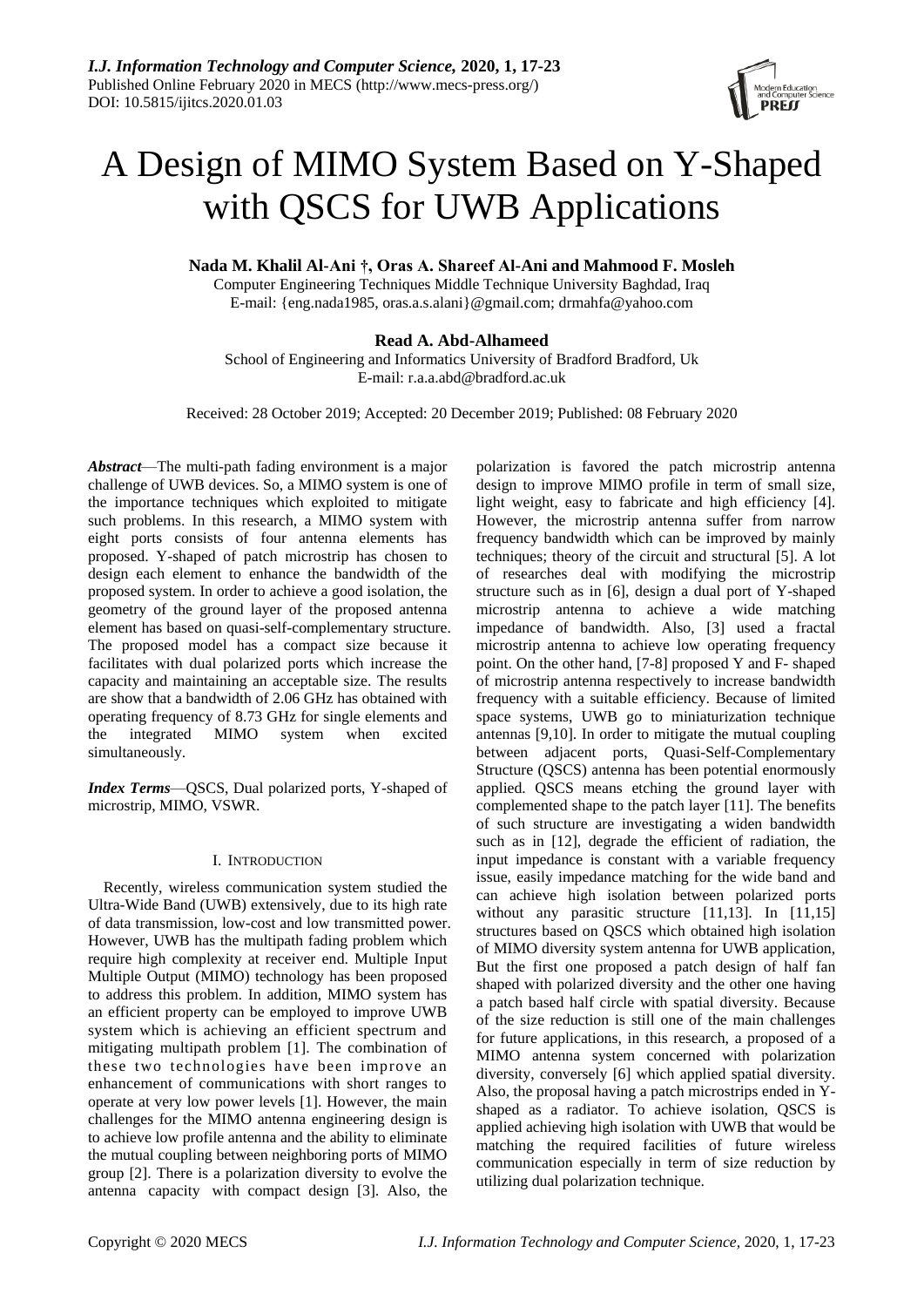# A Design of MIMO System Based on Y-Shaped with QSCS for UWB Applications

**Nada M. Khalil Al-Ani †, Oras A. Shareef Al-Ani and Mahmood F. Mosleh**

Computer Engineering Techniques Middle Technique University Baghdad, Iraq
E-mail: {eng.nada1985, oras.a.s.alani}@gmail.com; drmahfa@yahoo.com

**Read A. Abd-Alhameed**

School of Engineering and Informatics University of Bradford Bradford, Uk
E-mail: r.a.a.abd@bradford.ac.uk

Received: 28 October 2019; Accepted: 20 December 2019; Published: 08 February 2020

***Abstract***—The multi-path fading environment is a major challenge of UWB devices. So, a MIMO system is one of the importance techniques which exploited to mitigate such problems. In this research, a MIMO system with eight ports consists of four antenna elements has proposed. Y-shaped of patch microstrip has chosen to design each element to enhance the bandwidth of the proposed system. In order to achieve a good isolation, the geometry of the ground layer of the proposed antenna element has based on quasi-self-complementary structure. The proposed model has a compact size because it facilitates with dual polarized ports which increase the capacity and maintaining an acceptable size. The results are show that a bandwidth of 2.06 GHz has obtained with operating frequency of 8.73 GHz for single elements and the integrated MIMO system when excited simultaneously.

***Index Terms***—QSCS, Dual polarized ports, Y-shaped of microstrip, MIMO, VSWR.

## I. INTRODUCTION

Recently, wireless communication system studied the Ultra-Wide Band (UWB) extensively, due to its high rate of data transmission, low-cost and low transmitted power. However, UWB has the multipath fading problem which require high complexity at receiver end. Multiple Input Multiple Output (MIMO) technology has been proposed to address this problem. In addition, MIMO system has an efficient property can be employed to improve UWB system which is achieving an efficient spectrum and mitigating multipath problem [1]. The combination of these two technologies have been improve an enhancement of communications with short ranges to operate at very low power levels [1]. However, the main challenges for the MIMO antenna engineering design is to achieve low profile antenna and the ability to eliminate the mutual coupling between neighboring ports of MIMO group [2]. There is a polarization diversity to evolve the antenna capacity with compact design [3]. Also, the polarization is favored the patch microstrip antenna design to improve MIMO profile in term of small size, light weight, easy to fabricate and high efficiency [4]. However, the microstrip antenna suffer from narrow frequency bandwidth which can be improved by mainly techniques; theory of the circuit and structural [5]. A lot of researches deal with modifying the microstrip structure such as in [6], design a dual port of Y-shaped microstrip antenna to achieve a wide matching impedance of bandwidth. Also, [3] used a fractal microstrip antenna to achieve low operating frequency point. On the other hand, [7-8] proposed Y and F- shaped of microstrip antenna respectively to increase bandwidth frequency with a suitable efficiency. Because of limited space systems, UWB go to miniaturization technique antennas [9,10]. In order to mitigate the mutual coupling between adjacent ports, Quasi-Self-Complementary Structure (QSCS) antenna has been potential enormously applied. QSCS means etching the ground layer with complemented shape to the patch layer [11]. The benefits of such structure are investigating a widen bandwidth such as in [12], degrade the efficient of radiation, the input impedance is constant with a variable frequency issue, easily impedance matching for the wide band and can achieve high isolation between polarized ports without any parasitic structure [11,13]. In [11,15] structures based on QSCS which obtained high isolation of MIMO diversity system antenna for UWB application, But the first one proposed a patch design of half fan shaped with polarized diversity and the other one having a patch based half circle with spatial diversity. Because of the size reduction is still one of the main challenges for future applications, in this research, a proposed of a MIMO antenna system concerned with polarization diversity, conversely [6] which applied spatial diversity. Also, the proposal having a patch microstrips ended in Y-shaped as a radiator. To achieve isolation, QSCS is applied achieving high isolation with UWB that would be matching the required facilities of future wireless communication especially in term of size reduction by utilizing dual polarization technique.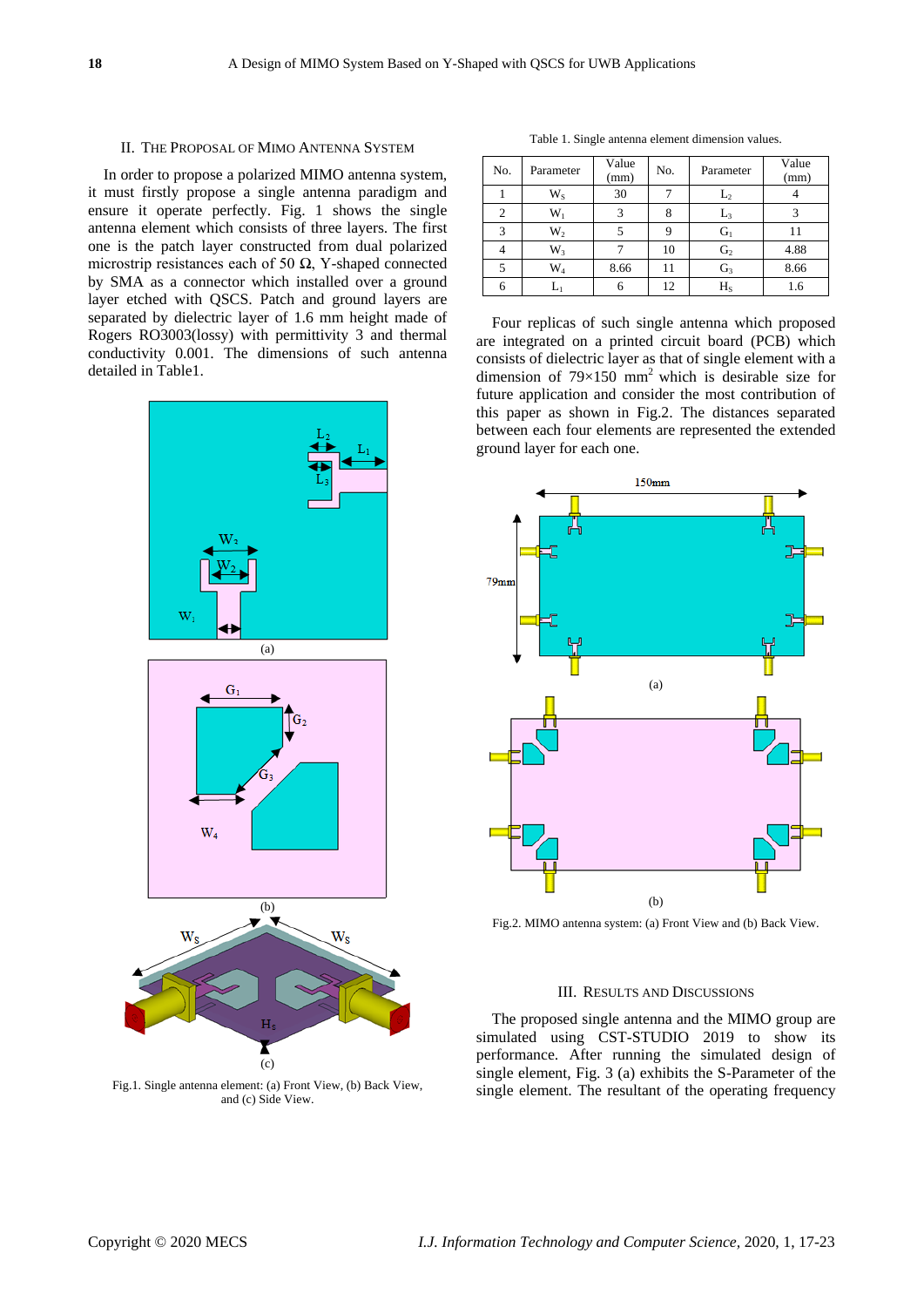## II. The Proposal of Mimo Antenna System

In order to propose a polarized MIMO antenna system, it must firstly propose a single antenna paradigm and ensure it operate perfectly. Fig. 1 shows the single antenna element which consists of three layers. The first one is the patch layer constructed from dual polarized microstrip resistances each of 50 Ω, Y-shaped connected by SMA as a connector which installed over a ground layer etched with QSCS. Patch and ground layers are separated by dielectric layer of 1.6 mm height made of Rogers RO3003(lossy) with permittivity 3 and thermal conductivity 0.001. The dimensions of such antenna detailed in Table1.

Fig.1. Single antenna element: (a) Front View, (b) Back View, and (c) Side View.

Table 1. Single antenna element dimension values.

| No. | Parameter | Value (mm) | No. | Parameter | Value (mm) |
|---|---|---|---|---|---|
| 1 | $W_S$ | 30 | 7 | $L_2$ | 4 |
| 2 | $W_1$ | 3 | 8 | $L_3$ | 3 |
| 3 | $W_2$ | 5 | 9 | $G_1$ | 11 |
| 4 | $W_3$ | 7 | 10 | $G_2$ | 4.88 |
| 5 | $W_4$ | 8.66 | 11 | $G_3$ | 8.66 |
| 6 | $L_1$ | 6 | 12 | $H_S$ | 1.6 |

Four replicas of such single antenna which proposed are integrated on a printed circuit board (PCB) which consists of dielectric layer as that of single element with a dimension of 79×150 $mm^2$ which is desirable size for future application and consider the most contribution of this paper as shown in Fig.2. The distances separated between each four elements are represented the extended ground layer for each one.

Fig.2. MIMO antenna system: (a) Front View and (b) Back View.

## III. Results and Discussions

The proposed single antenna and the MIMO group are simulated using CST-STUDIO 2019 to show its performance. After running the simulated design of single element, Fig. 3 (a) exhibits the S-Parameter of the single element. The resultant of the operating frequency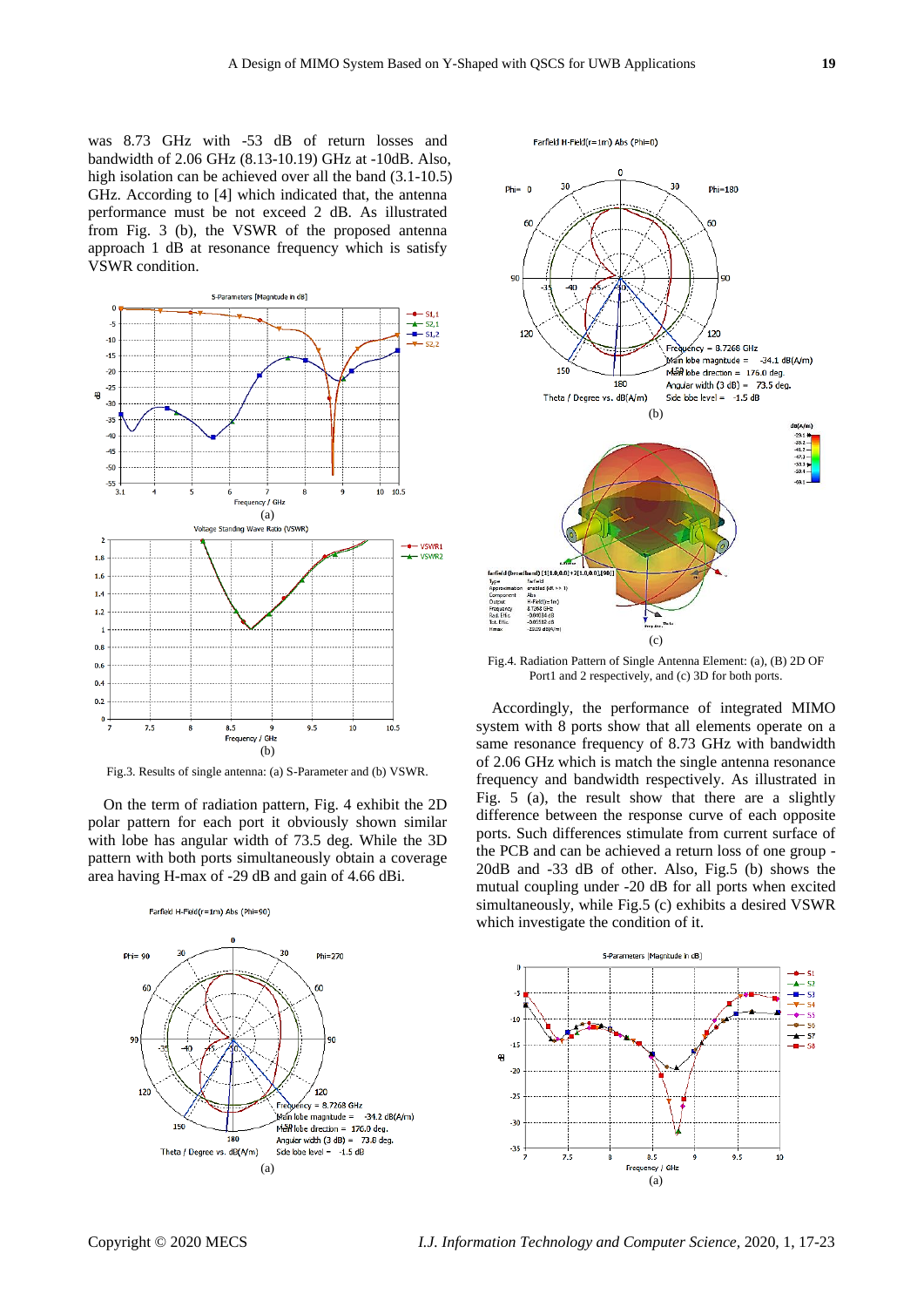was 8.73 GHz with -53 dB of return losses and bandwidth of 2.06 GHz (8.13-10.19) GHz at -10dB. Also, high isolation can be achieved over all the band (3.1-10.5) GHz. According to [4] which indicated that, the antenna performance must be not exceed 2 dB. As illustrated from Fig. 3 (b), the VSWR of the proposed antenna approach 1 dB at resonance frequency which is satisfy VSWR condition.

(a)

(b)

Fig.3. Results of single antenna: (a) S-Parameter and (b) VSWR.

On the term of radiation pattern, Fig. 4 exhibit the 2D polar pattern for each port it obviously shown similar with lobe has angular width of 73.5 deg. While the 3D pattern with both ports simultaneously obtain a coverage area having H-max of -29 dB and gain of 4.66 dBi.

(a)

(b)

(c)

Fig.4. Radiation Pattern of Single Antenna Element: (a), (B) 2D OF Port1 and 2 respectively, and (c) 3D for both ports.

Accordingly, the performance of integrated MIMO system with 8 ports show that all elements operate on a same resonance frequency of 8.73 GHz with bandwidth of 2.06 GHz which is match the single antenna resonance frequency and bandwidth respectively. As illustrated in Fig. 5 (a), the result show that there are a slightly difference between the response curve of each opposite ports. Such differences stimulate from current surface of the PCB and can be achieved a return loss of one group -20dB and -33 dB of other. Also, Fig.5 (b) shows the mutual coupling under -20 dB for all ports when excited simultaneously, while Fig.5 (c) exhibits a desired VSWR which investigate the condition of it.

(a)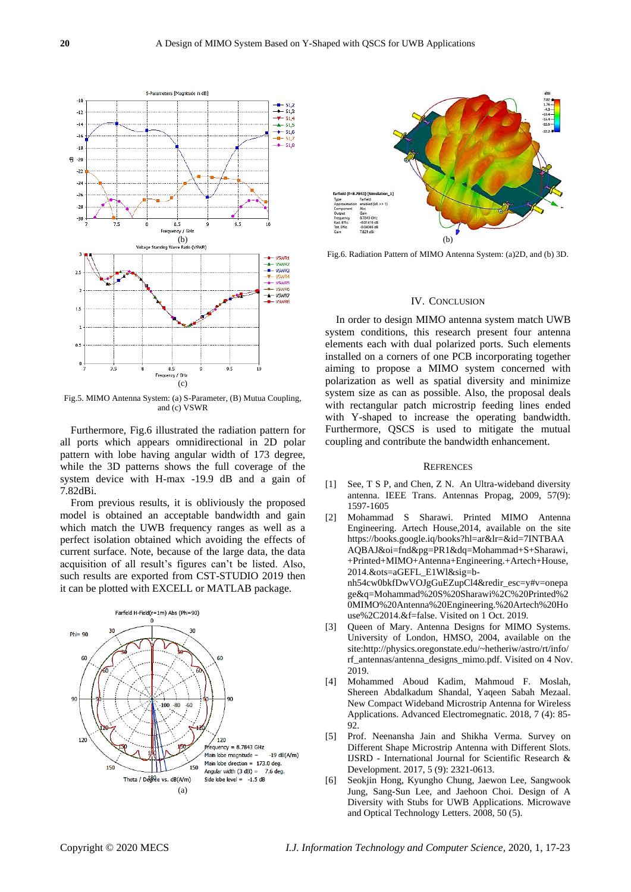Fig.5. MIMO Antenna System: (a) S-Parameter, (B) Mutua Coupling, and (c) VSWR

Furthermore, Fig.6 illustrated the radiation pattern for all ports which appears omnidirectional in 2D polar pattern with lobe having angular width of 173 degree, while the 3D patterns shows the full coverage of the system device with H-max -19.9 dB and a gain of 7.82dBi.

From previous results, it is obliviously the proposed model is obtained an acceptable bandwidth and gain which match the UWB frequency ranges as well as a perfect isolation obtained which avoiding the effects of current surface. Note, because of the large data, the data acquisition of all result's figures can't be listed. Also, such results are exported from CST-STUDIO 2019 then it can be plotted with EXCELL or MATLAB package.

Fig.6. Radiation Pattern of MIMO Antenna System: (a)2D, and (b) 3D.

## IV. Conclusion

In order to design MIMO antenna system match UWB system conditions, this research present four antenna elements each with dual polarized ports. Such elements installed on a corners of one PCB incorporating together aiming to propose a MIMO system concerned with polarization as well as spatial diversity and minimize system size as can as possible. Also, the proposal deals with rectangular patch microstrip feeding lines ended with Y-shaped to increase the operating bandwidth. Furthermore, QSCS is used to mitigate the mutual coupling and contribute the bandwidth enhancement.

## Refrences

[1] See, T S P, and Chen, Z N. An Ultra-wideband diversity antenna. IEEE Trans. Antennas Propag, 2009, 57(9): 1597-1605

[2] Mohammad S Sharawi. Printed MIMO Antenna Engineering. Artech House,2014, available on the site https://books.google.iq/books?hl=ar&lr=&id=7INTBAAQBAJ&oi=fnd&pg=PR1&dq=Mohammad+S+Sharawi,+Printed+MIMO+Antenna+Engineering.+Artech+House,2014.&ots=aGEFL_E1Wl&sig=b-nh54cw0bkfDwVOJgGuEZupCl4&redir_esc=y#v=onepage&q=Mohammad%20S%20Sharawi%2C%20Printed%20MIMO%20Antenna%20Engineering.%20Artech%20House%2C2014.&f=false. Visited on 1 Oct. 2019.

[3] Queen of Mary. Antenna Designs for MIMO Systems. University of London, HMSO, 2004, available on the site:http://physics.oregonstate.edu/~hetheriw/astro/rt/info/rf_antennas/antenna_designs_mimo.pdf. Visited on 4 Nov. 2019.

[4] Mohammed Aboud Kadim, Mahmoud F. Moslah, Shereen Abdalkadum Shandal, Yaqeen Sabah Mezaal. New Compact Wideband Microstrip Antenna for Wireless Applications. Advanced Electromegnatic. 2018, 7 (4): 85-92.

[5] Prof. Neenansha Jain and Shikha Verma. Survey on Different Shape Microstrip Antenna with Different Slots. IJSRD - International Journal for Scientific Research & Development. 2017, 5 (9): 2321-0613.

[6] Seokjin Hong, Kyungho Chung, Jaewon Lee, Sangwook Jung, Sang-Sun Lee, and Jaehoon Choi. Design of A Diversity with Stubs for UWB Applications. Microwave and Optical Technology Letters. 2008, 50 (5).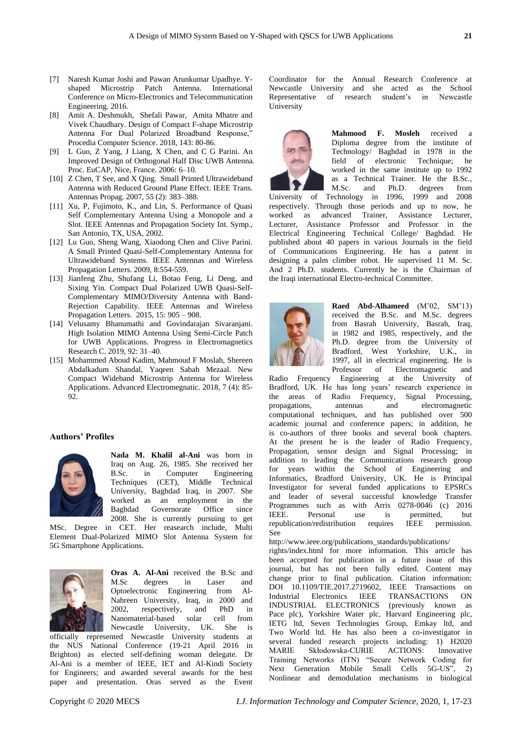[7] Naresh Kumar Joshi and Pawan Arunkumar Upadhye. Y-shaped Microstrip Patch Antenna. International Conference on Micro-Electronics and Telecommunication Engineering. 2016.

[8] Amit A. Deshmukh, Shefali Pawar, Amita Mhatre and Vivek Chaudhary. Design of Compact F-shape Microstrip Antenna For Dual Polarized Broadband Response," Procedia Computer Science. 2018, 143: 80-86.

[9] L Guo, Z Yang, J Liang, X Chen, and C G Parini. An Improved Design of Orthogonal Half Disc UWB Antenna. Proc. EuCAP, Nice, France. 2006: 6–10.

[10] Z Chen, T See, and X Qing. Small Printed Ultrawideband Antenna with Reduced Ground Plane Effect. IEEE Trans. Antennas Propag. 2007, 55 (2): 383–388.

[11] Xu, P, Fujimoto, K., and Lin, S. Performance of Quasi Self Complementary Antenna Using a Monopole and a Slot. IEEE Antennas and Propagation Society Int. Symp., San Antonio, TX, USA, 2002.

[12] Lu Guo, Sheng Wang, Xiaodong Chen and Clive Parini. A Small Printed Quasi-Self-Complementary Antenna for Ultrawideband Systems. IEEE Antennas and Wireless Propagation Letters. 2009, 8:554-559.

[13] Jianfeng Zhu, Shufang Li, Botao Feng, Li Deng, and Sixing Yin. Compact Dual Polarized UWB Quasi-Self-Complementary MIMO/Diversity Antenna with Band-Rejection Capability. IEEE Antennas and Wireless Propagation Letters. 2015, 15: 905 – 908.

[14] Velusamy Bhanumathi and Govindarajan Sivaranjani. High Isolation MIMO Antenna Using Semi-Circle Patch for UWB Applications. Progress in Electromagnetics Research C. 2019, 92: 31–40.

[15] Mohammed Aboud Kadim, Mahmoud F Moslah, Shereen Abdalkadum Shandal, Yaqeen Sabah Mezaal. New Compact Wideband Microstrip Antenna for Wireless Applications. Advanced Electromegnatic. 2018, 7 (4): 85-92.

## Authors' Profiles

**Nada M. Khalil al-Ani** was born in Iraq on Aug. 26, 1985. She received her B.Sc. in Computer Engineering Techniques (CET), Middle Technical University, Baghdad Iraq, in 2007. She worked as an employment in the Baghdad Governorate Office since 2008. She is currently pursuing to get MSc. Degree in CET. Her reasearch include, Multi Element Dual-Polarized MIMO Slot Antenna System for 5G Smartphone Applications.

**Oras A. Al-Ani** received the B.Sc and M.Sc degrees in Laser and Optoelectronic Engineering from Al-Nahreen University, Iraq, in 2000 and 2002, respectively, and PhD in Nanomaterial-based solar cell from Newcastle University, UK. She is officially represented Newcastle University students at the NUS National Conference (19-21 April 2016 in Brighton) as elected self-defining woman delegate. Dr Al-Ani is a member of IEEE, IET and Al-Kindi Society for Engineers; and awarded several awards for the best paper and presentation. Oras served as the Event Coordinator for the Annual Research Conference at Newcastle University and she acted as the School Representative of research student's in Newcastle University

**Mahmood F. Mosleh** received a Diploma degree from the institute of Technology/ Baghdad in 1978 in the field of electronic Technique; he worked in the same institute up to 1992 as a Technical Trainer. He the B.Sc., M.Sc. and Ph.D. degrees from University of Technology in 1996, 1999 and 2008 respectively. Through those periods and up to now, he worked as advanced Trainer, Assistance Lecturer, Lecturer, Assistance Professor and Professor in the Electrical Engineering Technical College/ Baghdad. He published about 40 papers in various Journals in the field of Communications Engineering. He has a patent in designing a palm climber robot. He supervised 11 M. Sc. And 2 Ph.D. students. Currently he is the Chairman of the Iraqi international Electro-technical Committee.

**Raed Abd-Alhameed** (M'02, SM'13) received the B.Sc. and M.Sc. degrees from Basrah University, Basrah, Iraq, in 1982 and 1985, respectively, and the Ph.D. degree from the University of Bradford, West Yorkshire, U.K., in 1997, all in electrical engineering. He is Professor of Electromagnetic and Radio Frequency Engineering at the University of Bradford, UK. He has long years' research experience in the areas of Radio Frequency, Signal Processing, propagations, antennas and electromagnetic computational techniques, and has published over 500 academic journal and conference papers; in addition, he is co-authors of three books and several book chapters. At the present he is the leader of Radio Frequency, Propagation, sensor design and Signal Processing; in addition to leading the Communications research group for years within the School of Engineering and Informatics, Bradford University, UK. He is Principal Investigator for several funded applications to EPSRCs and leader of several successful knowledge Transfer Programmes such as with Arris 0278-0046 (c) 2016 IEEE. Personal use is permitted, but republication/redistribution requires IEEE permission. See http://www.ieee.org/publications_standards/publications/rights/index.html for more information. This article has been accepted for publication in a future issue of this journal, but has not been fully edited. Content may change prior to final publication. Citation information: DOI 10.1109/TIE.2017.2719602, IEEE Transactions on Industrial Electronics IEEE TRANSACTIONS ON INDUSTRIAL ELECTRONICS (previously known as Pace plc), Yorkshire Water plc, Harvard Engineering plc, IETG ltd, Seven Technologies Group, Emkay ltd, and Two World ltd. He has also been a co-investigator in several funded research projects including: 1) H2020 MARIE Skłodowska-CURIE ACTIONS: Innovative Training Networks (ITN) "Secure Network Coding for Next Generation Mobile Small Cells 5G-US", 2) Nonlinear and demodulation mechanisms in biological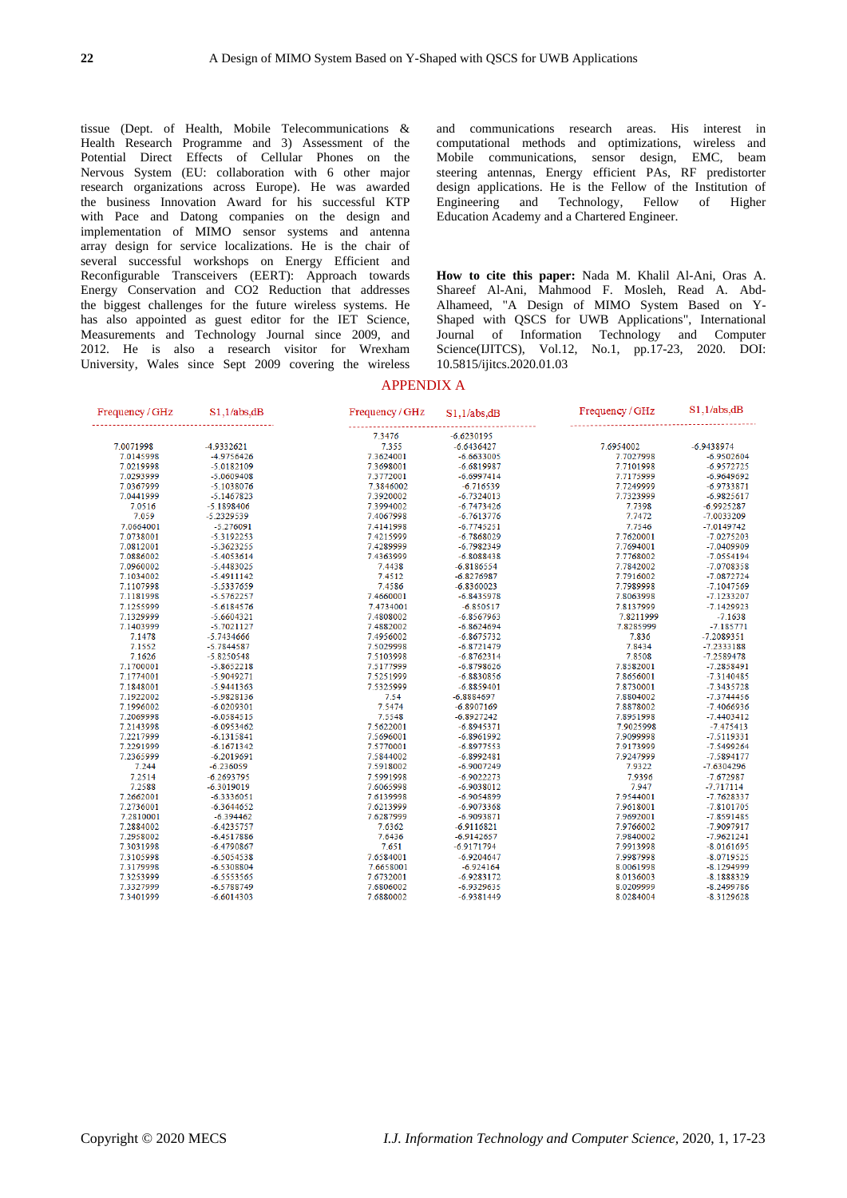tissue (Dept. of Health, Mobile Telecommunications & Health Research Programme and 3) Assessment of the Potential Direct Effects of Cellular Phones on the Nervous System (EU: collaboration with 6 other major research organizations across Europe). He was awarded the business Innovation Award for his successful KTP with Pace and Datong companies on the design and implementation of MIMO sensor systems and antenna array design for service localizations. He is the chair of several successful workshops on Energy Efficient and Reconfigurable Transceivers (EERT): Approach towards Energy Conservation and CO2 Reduction that addresses the biggest challenges for the future wireless systems. He has also appointed as guest editor for the IET Science, Measurements and Technology Journal since 2009, and 2012. He is also a research visitor for Wrexham University, Wales since Sept 2009 covering the wireless and communications research areas. His interest in computational methods and optimizations, wireless and Mobile communications, sensor design, EMC, beam steering antennas, Energy efficient PAs, RF predistorter design applications. He is the Fellow of the Institution of Engineering and Technology, Fellow of Higher Education Academy and a Chartered Engineer.

**How to cite this paper:** Nada M. Khalil Al-Ani, Oras A. Shareef Al-Ani, Mahmood F. Mosleh, Read A. Abd-Alhameed, "A Design of MIMO System Based on Y-Shaped with QSCS for UWB Applications", International Journal of Information Technology and Computer Science(IJITCS), Vol.12, No.1, pp.17-23, 2020. DOI: 10.5815/ijitcs.2020.01.03

## APPENDIX A

| Frequency / GHz | S1,1/abs,dB | Frequency / GHz | S1,1/abs,dB | Frequency / GHz | S1,1/abs,dB |
|---|---|---|---|---|---|
| | | 7.3476 | -6.6230195 | | |
| 7.0071998 | -4.9332621 | 7.355 | -6.6436427 | 7.6954002 | -6.9438974 |
| 7.0145998 | -4.9756426 | 7.3624001 | -6.6633005 | 7.7027998 | -6.9502604 |
| 7.0219998 | -5.0182109 | 7.3698001 | -6.6819987 | 7.7101998 | -6.9572725 |
| 7.0293999 | -5.0609408 | 7.3772001 | -6.6997414 | 7.7175999 | -6.9649692 |
| 7.0367999 | -5.1038076 | 7.3846002 | -6.716539 | 7.7249999 | -6.9733871 |
| 7.0441999 | -5.1467823 | 7.3920002 | -6.7324013 | 7.7323999 | -6.9825617 |
| 7.0516 | -5.1898406 | 7.3994002 | -6.7473426 | 7.7398 | -6.9925287 |
| 7.059 | -5.2329539 | 7.4067998 | -6.7613776 | 7.7472 | -7.0033209 |
| 7.0664001 | -5.276091 | 7.4141998 | -6.7745251 | 7.7546 | -7.0149742 |
| 7.0738001 | -5.3192253 | 7.4215999 | -6.7868029 | 7.7620001 | -7.0275203 |
| 7.0812001 | -5.3623255 | 7.4289999 | -6.7982349 | 7.7694001 | -7.0409909 |
| 7.0886002 | -5.4053614 | 7.4363999 | -6.8088438 | 7.7768002 | -7.0554194 |
| 7.0960002 | -5.4483025 | 7.4438 | -6.8186554 | 7.7842002 | -7.0708358 |
| 7.1034002 | -5.4911142 | 7.4512 | -6.8276987 | 7.7916002 | -7.0872724 |
| 7.1107998 | -5.5337659 | 7.4586 | -6.8360023 | 7.7989998 | -7.1047569 |
| 7.1181998 | -5.5762257 | 7.4660001 | -6.8435978 | 7.8063998 | -7.1233207 |
| 7.1255999 | -5.6184576 | 7.4734001 | -6.850517 | 7.8137999 | -7.1429923 |
| 7.1329999 | -5.6604321 | 7.4808002 | -6.8567963 | 7.8211999 | -7.1638 |
| 7.1403999 | -5.7021127 | 7.4882002 | -6.8624694 | 7.8285999 | -7.185771 |
| 7.1478 | -5.7434666 | 7.4956002 | -6.8675732 | 7.836 | -7.2089351 |
| 7.1552 | -5.7844587 | 7.5029998 | -6.8721479 | 7.8434 | -7.2333188 |
| 7.1626 | -5.8250548 | 7.5103998 | -6.8762314 | 7.8508 | -7.2589478 |
| 7.1700001 | -5.8652218 | 7.5177999 | -6.8798626 | 7.8582001 | -7.2858491 |
| 7.1774001 | -5.9049271 | 7.5251999 | -6.8830856 | 7.8656001 | -7.3140485 |
| 7.1848001 | -5.9441363 | 7.5325999 | -6.8859401 | 7.8730001 | -7.3435728 |
| 7.1922002 | -5.9828136 | 7.54 | -6.8884697 | 7.8804002 | -7.3744456 |
| 7.1996002 | -6.0209301 | 7.5474 | -6.8907169 | 7.8878002 | -7.4066936 |
| 7.2069998 | -6.0584515 | 7.5548 | -6.8927242 | 7.8951998 | -7.4403412 |
| 7.2143998 | -6.0953462 | 7.5622001 | -6.8945371 | 7.9025998 | -7.475413 |
| 7.2217999 | -6.1315841 | 7.5696001 | -6.8961992 | 7.9099998 | -7.5119331 |
| 7.2291999 | -6.1671342 | 7.5770001 | -6.8977553 | 7.9173999 | -7.5499264 |
| 7.2365999 | -6.2019691 | 7.5844002 | -6.8992481 | 7.9247999 | -7.5894177 |
| 7.244 | -6.236059 | 7.5918002 | -6.9007249 | 7.9322 | -7.6304296 |
| 7.2514 | -6.2693795 | 7.5991998 | -6.9022273 | 7.9396 | -7.672987 |
| 7.2588 | -6.3019019 | 7.6065998 | -6.9038012 | 7.947 | -7.717114 |
| 7.2662001 | -6.3336051 | 7.6139998 | -6.9054899 | 7.9544001 | -7.7628337 |
| 7.2736001 | -6.3644652 | 7.6213999 | -6.9073368 | 7.9618001 | -7.8101705 |
| 7.2810001 | -6.394462 | 7.6287999 | -6.9093871 | 7.9692001 | -7.8591485 |
| 7.2884002 | -6.4235757 | 7.6362 | -6.9116821 | 7.9766002 | -7.9097917 |
| 7.2958002 | -6.4517886 | 7.6436 | -6.9142657 | 7.9840002 | -7.9621241 |
| 7.3031998 | -6.4790867 | 7.651 | -6.9171794 | 7.9913998 | -8.0161695 |
| 7.3105998 | -6.5054538 | 7.6584001 | -6.9204647 | 7.9987998 | -8.0719525 |
| 7.3179998 | -6.5308804 | 7.6658001 | -6.924164 | 8.0061998 | -8.1294999 |
| 7.3253999 | -6.5553565 | 7.6732001 | -6.9283172 | 8.0136003 | -8.1888329 |
| 7.3327999 | -6.5788749 | 7.6806002 | -6.9329635 | 8.0209999 | -8.2499786 |
| 7.3401999 | -6.6014303 | 7.6880002 | -6.9381449 | 8.0284004 | -8.3129628 |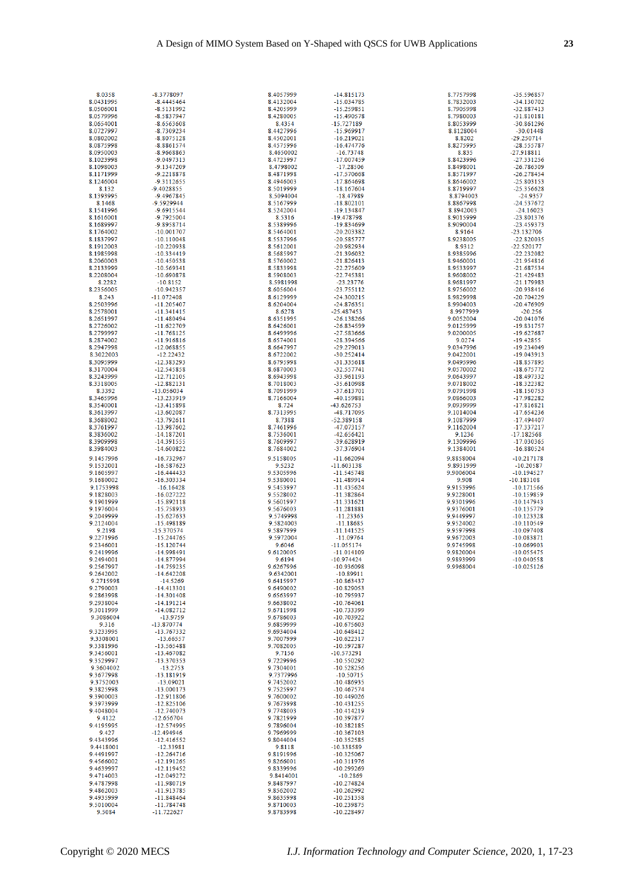| | |
|---|---|
| 8.0358 | -8.3778097 |
| 8.0431995 | -8.4445464 |
| 8.0506001 | -8.5131992 |
| 8.0579996 | -8.5837947 |
| 8.0654001 | -8.6563608 |
| 8.0727997 | -8.7309234 |
| 8.0802002 | -8.8075128 |
| 8.0875998 | -8.8861574 |
| 8.0950003 | -8.9668863 |
| 8.1023998 | -9.0497313 |
| 8.1098003 | -9.1347209 |
| 8.1171999 | -9.2218878 |
| 8.1246004 | -9.3112655 |
| 8.132 | -9.4028855 |
| 8.1393995 | -9.4967845 |
| 8.1468 | -9.5929944 |
| 8.1541996 | -9.6915544 |
| 8.1616001 | -9.7925004 |
| 8.1689997 | -9.8958714 |
| 8.1764002 | -10.001707 |
| 8.1837997 | -10.110048 |
| 8.1912003 | -10.220938 |
| 8.1985998 | -10.334419 |
| 8.2060003 | -10.450538 |
| 8.2133999 | -10.569341 |
| 8.2208004 | -10.690878 |
| 8.2282 | -10.8152 |
| 8.2356005 | -10.942357 |
| 8.243 | -11.072408 |
| 8.2503996 | -11.205407 |
| 8.2578001 | -11.341415 |
| 8.2651997 | -11.480494 |
| 8.2726002 | -11.622709 |
| 8.2799997 | -11.768125 |
| 8.2874002 | -11.916816 |
| 8.2947998 | -12.068855 |
| 8.3022003 | -12.22432 |
| 8.3095999 | -12.383293 |
| 8.3170004 | -12.545858 |
| 8.3243999 | -12.712105 |
| 8.3318005 | -12.882131 |
| 8.3392 | -13.056034 |
| 8.3465996 | -13.233919 |
| 8.3540001 | -13.415898 |
| 8.3613997 | -13.602087 |
| 8.3688002 | -13.792611 |
| 8.3761997 | -13.987602 |
| 8.3836002 | -14.187201 |
| 8.3909998 | -14.391555 |
| 8.3984003 | -14.600822 |
| 9.1457996 | -16.732967 |
| 9.1532001 | -16.587623 |
| 9.1605997 | -16.444433 |
| 9.1680002 | -16.303334 |
| 9.1753998 | -16.16428 |
| 9.1828003 | -16.027222 |
| 9.1901999 | -15.892118 |
| 9.1976004 | -15.758933 |
| 9.2049999 | -15.627633 |
| 9.2124004 | -15.498189 |
| 9.2198 | -15.370574 |
| 9.2271996 | -15.244765 |
| 9.2346001 | -15.120744 |
| 9.2419996 | -14.998491 |
| 9.2494001 | -14.877994 |
| 9.2567997 | -14.759235 |
| 9.2642002 | -14.642208 |
| 9.2715998 | -14.5269 |
| 9.2790003 | -14.413301 |
| 9.2863998 | -14.301408 |
| 9.2938004 | -14.191214 |
| 9.3011999 | -14.082712 |
| 9.3086004 | -13.9759 |
| 9.316 | -13.870774 |
| 9.3233995 | -13.767332 |
| 9.3308001 | -13.66557 |
| 9.3381996 | -13.565488 |
| 9.3456001 | -13.467082 |
| 9.3529997 | -13.370353 |
| 9.3604002 | -13.2753 |
| 9.3677998 | -13.181919 |
| 9.3752003 | -13.09021 |
| 9.3825998 | -13.000173 |
| 9.3900003 | -12.911806 |
| 9.3973999 | -12.825106 |
| 9.4048004 | -12.740073 |
| 9.4122 | -12.656704 |
| 9.4195995 | -12.574995 |
| 9.427 | -12.494946 |
| 9.4343996 | -12.416552 |
| 9.4418001 | -12.33981 |
| 9.4491997 | -12.264716 |
| 9.4566002 | -12.191265 |
| 9.4639997 | -12.119452 |
| 9.4714003 | -12.049272 |
| 9.4787998 | -11.980719 |
| 9.4862003 | -11.913785 |
| 9.4935999 | -11.848464 |
| 9.5010004 | -11.784748 |
| 9.5084 | -11.722627 |
| 8.4057999 | -14.815173 |
| 8.4132004 | -15.034785 |
| 8.4205999 | -15.259851 |
| 8.4280005 | -15.490578 |
| 8.4354 | -15.727189 |
| 8.4427996 | -15.969917 |
| 8.4502001 | -16.219021 |
| 8.4575996 | -16.474776 |
| 8.4650002 | -16.73748 |
| 8.4723997 | -17.007459 |
| 8.4798002 | -17.28506 |
| 8.4871998 | -17.570668 |
| 8.4946003 | -17.864698 |
| 8.5019999 | -18.167604 |
| 8.5094004 | -18.47989 |
| 8.5167999 | -18.802101 |
| 8.5242004 | -19.134847 |
| 8.5316 | -19.478798 |
| 8.5389996 | -19.834699 |
| 8.5464001 | -20.203382 |
| 8.5537996 | -20.585777 |
| 8.5612001 | -20.982934 |
| 8.5685997 | -21.396032 |
| 8.5760002 | -21.826413 |
| 8.5833998 | -22.275609 |
| 8.5908003 | -22.745381 |
| 8.5981998 | -23.23776 |
| 8.6056004 | -23.755112 |
| 8.6129999 | -24.300215 |
| 8.6204004 | -24.876351 |
| 8.6278 | -25.487453 |
| 8.6351995 | -26.138266 |
| 8.6426001 | -26.834599 |
| 8.6499996 | -27.583666 |
| 8.6574001 | -28.394566 |
| 8.6647997 | -29.279013 |
| 8.6722002 | -30.252414 |
| 8.6795998 | -31.335618 |
| 8.6870003 | -32.557741 |
| 8.6943998 | -33.961193 |
| 8.7018003 | -35.610988 |
| 8.7091999 | -37.613701 |
| 8.7166004 | -40.159881 |
| 8.724 | -43.626753 |
| 8.7313995 | -48.717095 |
| 8.7388 | -52.389158 |
| 8.7461996 | -47.073157 |
| 8.7536001 | -42.656421 |
| 8.7609997 | -39.628919 |
| 8.7684002 | -37.376904 |
| 9.5158005 | -11.662094 |
| 9.5232 | -11.603138 |
| 9.5305996 | -11.545748 |
| 9.5380001 | -11.489914 |
| 9.5453997 | -11.435624 |
| 9.5528002 | -11.382864 |
| 9.5601997 | -11.331621 |
| 9.5676003 | -11.281881 |
| 9.5749998 | -11.23363 |
| 9.5824003 | -11.18685 |
| 9.5897999 | -11.141525 |
| 9.5972004 | -11.09764 |
| 9.6046 | -11.055174 |
| 9.6120005 | -11.014109 |
| 9.6194 | -10.974424 |
| 9.6267996 | -10.936098 |
| 9.6342001 | -10.89911 |
| 9.6415997 | -10.863437 |
| 9.6490002 | -10.829053 |
| 9.6563997 | -10.795937 |
| 9.6638002 | -10.764061 |
| 9.6711998 | -10.733399 |
| 9.6786003 | -10.703922 |
| 9.6859999 | -10.675603 |
| 9.6934004 | -10.648412 |
| 9.7007999 | -10.622317 |
| 9.7082005 | -10.597287 |
| 9.7156 | -10.573291 |
| 9.7229996 | -10.550292 |
| 9.7304001 | -10.528256 |
| 9.7377996 | -10.50715 |
| 9.7452002 | -10.486935 |
| 9.7525997 | -10.467574 |
| 9.7600002 | -10.449026 |
| 9.7673998 | -10.431255 |
| 9.7748003 | -10.414219 |
| 9.7821999 | -10.397877 |
| 9.7896004 | -10.382185 |
| 9.7969999 | -10.367103 |
| 9.8044004 | -10.352585 |
| 9.8118 | -10.338589 |
| 9.8191996 | -10.325067 |
| 9.8266001 | -10.311976 |
| 9.8339996 | -10.299269 |
| 9.8414001 | -10.2869 |
| 9.8487997 | -10.274824 |
| 9.8562002 | -10.262992 |
| 9.8635998 | -10.251358 |
| 9.8710003 | -10.239875 |
| 9.8783998 | -10.228497 |
| 8.7757998 | -35.596857 |
| 8.7832003 | -34.130702 |
| 8.7905998 | -32.887413 |
| 8.7980003 | -31.810181 |
| 8.8053999 | -30.861296 |
| 8.8128004 | -30.01448 |
| 8.8202 | -29.250714 |
| 8.8275995 | -28.555787 |
| 8.835 | -27.918811 |
| 8.8423996 | -27.331256 |
| 8.8498001 | -26.786309 |
| 8.8571997 | -26.278454 |
| 8.8646002 | -25.803153 |
| 8.8719997 | -25.356628 |
| 8.8794003 | -24.9357 |
| 8.8867998 | -24.537672 |
| 8.8942003 | -24.16023 |
| 8.9015999 | -23.801376 |
| 8.9090004 | -23.459373 |
| 8.9164 | -23.132706 |
| 8.9238005 | -22.820035 |
| 8.9312 | -22.520177 |
| 8.9385996 | -22.232082 |
| 8.9460001 | -21.954816 |
| 8.9533997 | -21.687534 |
| 8.9608002 | -21.429483 |
| 8.9681997 | -21.179983 |
| 8.9756002 | -20.938416 |
| 8.9829998 | -20.704229 |
| 8.9904003 | -20.476909 |
| 8.9977999 | -20.256 |
| 9.0052004 | -20.041076 |
| 9.0125999 | -19.831757 |
| 9.0200005 | -19.627687 |
| 9.0274 | -19.42855 |
| 9.0347996 | -19.234049 |
| 9.0422001 | -19.043913 |
| 9.0495996 | -18.857895 |
| 9.0570002 | -18.675772 |
| 9.0643997 | -18.497332 |
| 9.0718002 | -18.322382 |
| 9.0791998 | -18.150753 |
| 9.0866003 | -17.982282 |
| 9.0939999 | -17.816821 |
| 9.1014004 | -17.654236 |
| 9.1087999 | -17.494407 |
| 9.1162004 | -17.337217 |
| 9.1236 | -17.182568 |
| 9.1309996 | -17.030365 |
| 9.1384001 | -16.880524 |
| 9.8858004 | -10.217178 |
| 9.8931999 | -10.20587 |
| 9.9006004 | -10.194527 |
| 9.908 | -10.183108 |
| 9.9153996 | -10.171566 |
| 9.9228001 | -10.159859 |
| 9.9301996 | -10.147943 |
| 9.9376001 | -10.135779 |
| 9.9449997 | -10.123328 |
| 9.9524002 | -10.110549 |
| 9.9597998 | -10.097408 |
| 9.9672003 | -10.083871 |
| 9.9745998 | -10.069903 |
| 9.9820004 | -10.055475 |
| 9.9893999 | -10.040558 |
| 9.9968004 | -10.025126 |